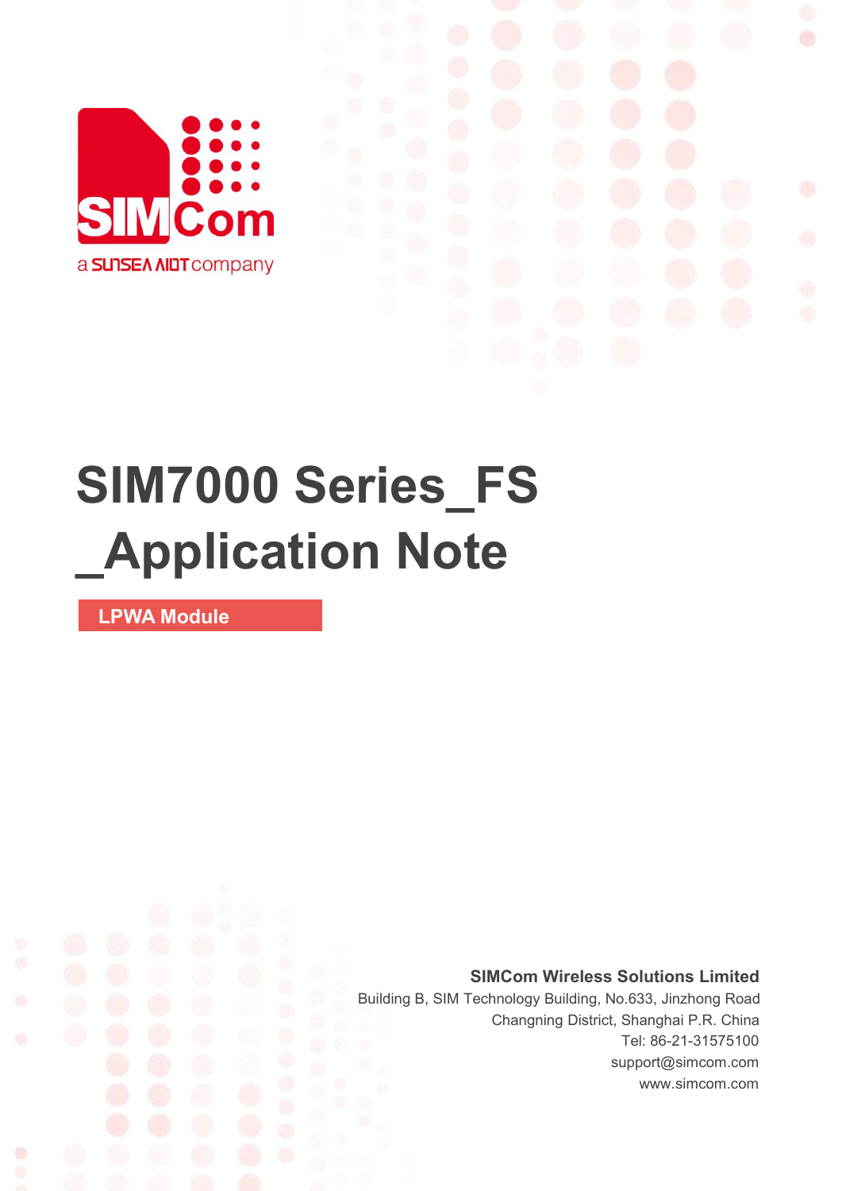# SIM7000 Series_FS _Application Note

**LPWA Module**

**SIMCom Wireless Solutions Limited**

Building B, SIM Technology Building, No.633, Jinzhong Road

Changning District, Shanghai P.R. China

Tel: 86-21-31575100

support@simcom.com

www.simcom.com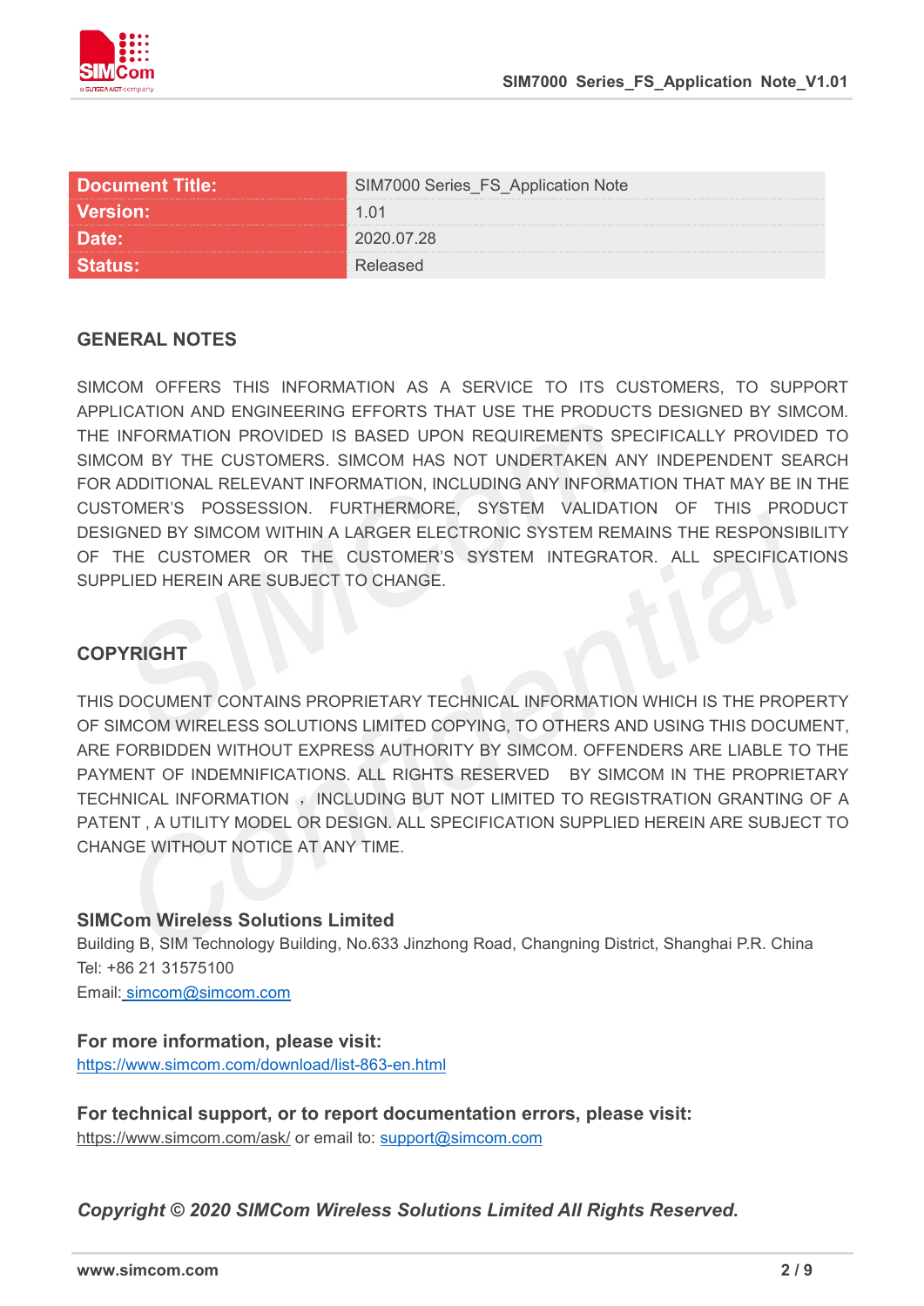| Document Title: | SIM7000 Series_FS_Application Note |
|---|---|
| Version: | 1.01 |
| Date: | 2020.07.28 |
| Status: | Released |

## GENERAL NOTES

SIMCOM OFFERS THIS INFORMATION AS A SERVICE TO ITS CUSTOMERS, TO SUPPORT APPLICATION AND ENGINEERING EFFORTS THAT USE THE PRODUCTS DESIGNED BY SIMCOM. THE INFORMATION PROVIDED IS BASED UPON REQUIREMENTS SPECIFICALLY PROVIDED TO SIMCOM BY THE CUSTOMERS. SIMCOM HAS NOT UNDERTAKEN ANY INDEPENDENT SEARCH FOR ADDITIONAL RELEVANT INFORMATION, INCLUDING ANY INFORMATION THAT MAY BE IN THE CUSTOMER'S POSSESSION. FURTHERMORE, SYSTEM VALIDATION OF THIS PRODUCT DESIGNED BY SIMCOM WITHIN A LARGER ELECTRONIC SYSTEM REMAINS THE RESPONSIBILITY OF THE CUSTOMER OR THE CUSTOMER'S SYSTEM INTEGRATOR. ALL SPECIFICATIONS SUPPLIED HEREIN ARE SUBJECT TO CHANGE.

## COPYRIGHT

THIS DOCUMENT CONTAINS PROPRIETARY TECHNICAL INFORMATION WHICH IS THE PROPERTY OF SIMCOM WIRELESS SOLUTIONS LIMITED COPYING, TO OTHERS AND USING THIS DOCUMENT, ARE FORBIDDEN WITHOUT EXPRESS AUTHORITY BY SIMCOM. OFFENDERS ARE LIABLE TO THE PAYMENT OF INDEMNIFICATIONS. ALL RIGHTS RESERVED BY SIMCOM IN THE PROPRIETARY TECHNICAL INFORMATION ，INCLUDING BUT NOT LIMITED TO REGISTRATION GRANTING OF A PATENT , A UTILITY MODEL OR DESIGN. ALL SPECIFICATION SUPPLIED HEREIN ARE SUBJECT TO CHANGE WITHOUT NOTICE AT ANY TIME.

**SIMCom Wireless Solutions Limited**
Building B, SIM Technology Building, No.633 Jinzhong Road, Changning District, Shanghai P.R. China
Tel: +86 21 31575100
Email: simcom@simcom.com

**For more information, please visit:**
https://www.simcom.com/download/list-863-en.html

**For technical support, or to report documentation errors, please visit:**
https://www.simcom.com/ask/ or email to: support@simcom.com

***Copyright © 2020 SIMCom Wireless Solutions Limited All Rights Reserved.***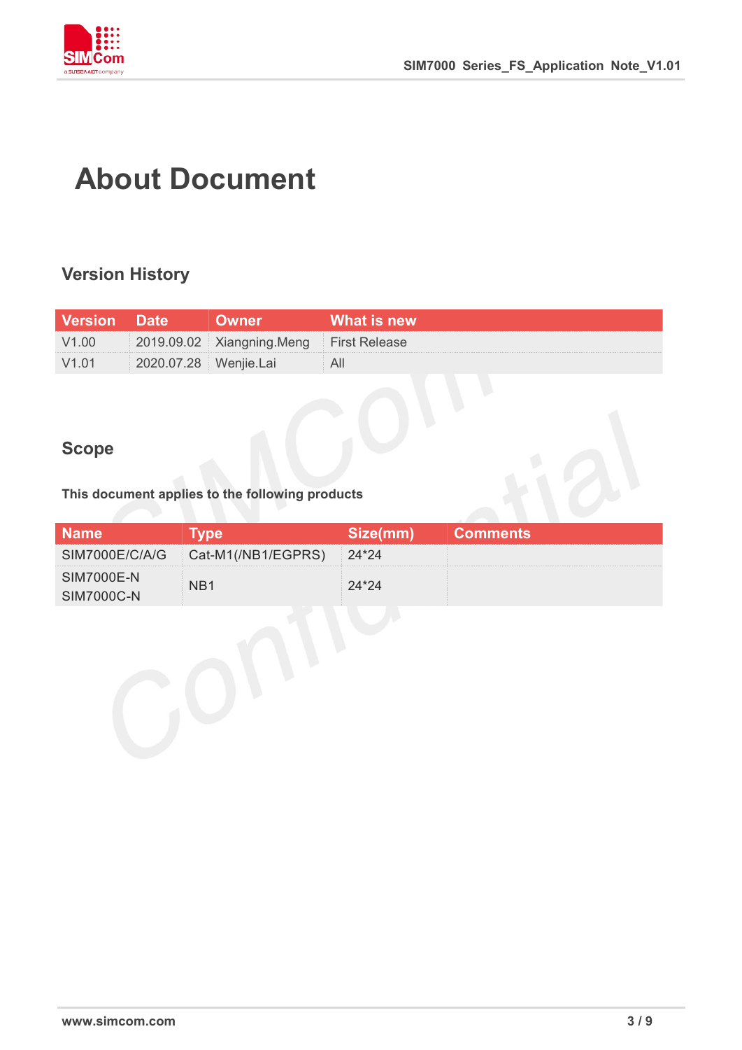# About Document

## Version History

| Version | Date | Owner | What is new |
|---|---|---|---|
| V1.00 | 2019.09.02 | Xiangning.Meng | First Release |
| V1.01 | 2020.07.28 | Wenjie.Lai | All |

## Scope

**This document applies to the following products**

| Name | Type | Size(mm) | Comments |
|---|---|---|---|
| SIM7000E/C/A/G | Cat-M1(/NB1/EGPRS) | 24*24 | |
| SIM7000E-N<br>SIM7000C-N | NB1 | 24*24 | |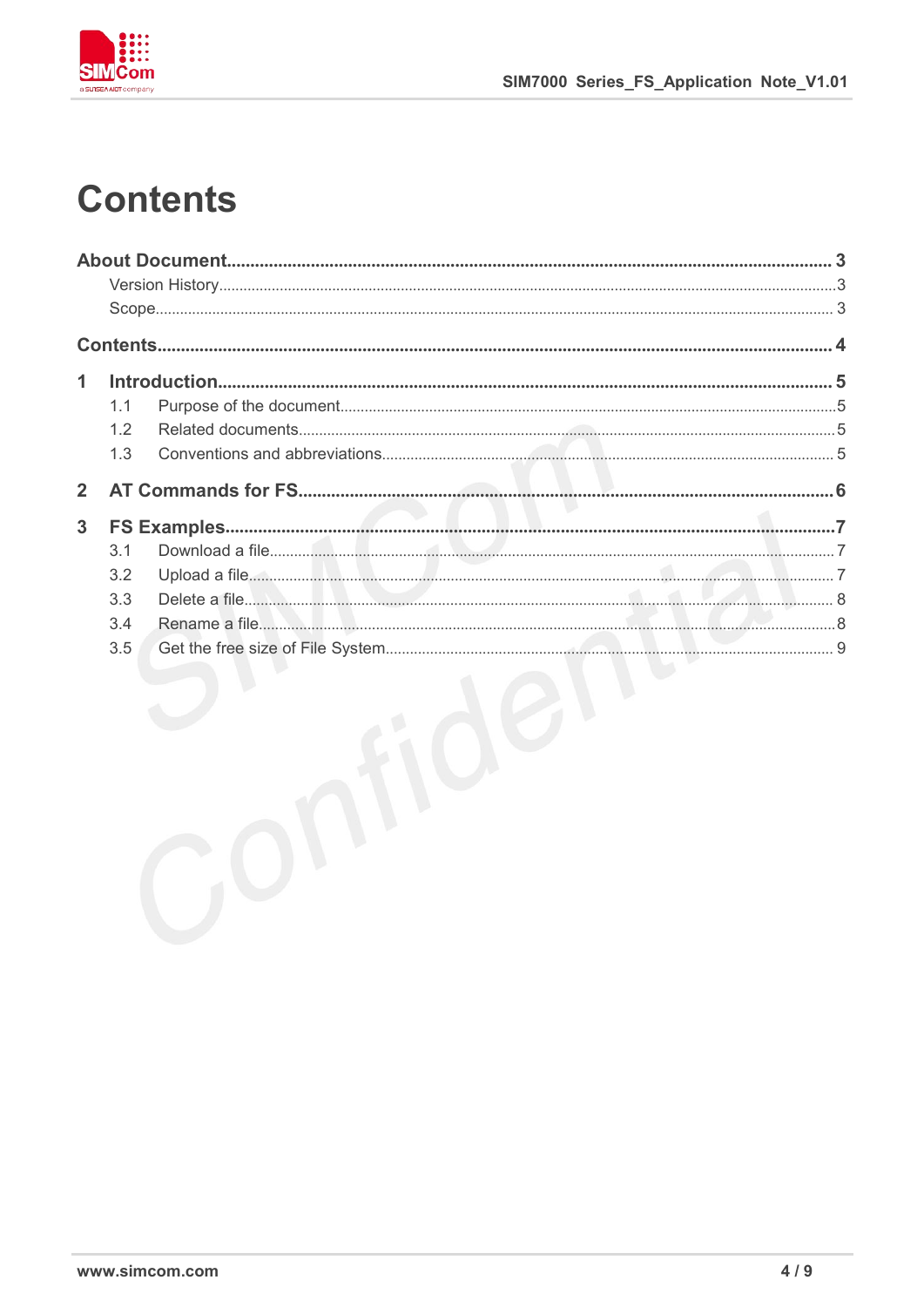# Contents

**About Document** ........................................................ **3**

- Version History ........................................................ 3
- Scope ........................................................ 3

**Contents** ........................................................ **4**

**1 Introduction** ........................................................ **5**

- 1.1 Purpose of the document ........................................................ 5
- 1.2 Related documents ........................................................ 5
- 1.3 Conventions and abbreviations ........................................................ 5

**2 AT Commands for FS** ........................................................ **6**

**3 FS Examples** ........................................................ **7**

- 3.1 Download a file ........................................................ 7
- 3.2 Upload a file ........................................................ 7
- 3.3 Delete a file ........................................................ 8
- 3.4 Rename a file ........................................................ 8
- 3.5 Get the free size of File System ........................................................ 9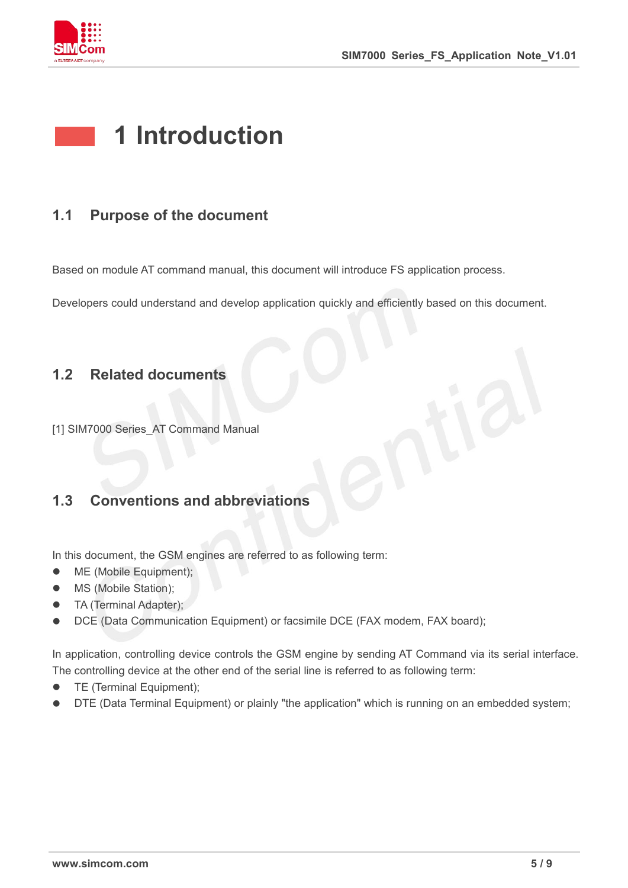# 1 Introduction

## 1.1 Purpose of the document

Based on module AT command manual, this document will introduce FS application process.

Developers could understand and develop application quickly and efficiently based on this document.

## 1.2 Related documents

[1] SIM7000 Series_AT Command Manual

## 1.3 Conventions and abbreviations

In this document, the GSM engines are referred to as following term:

- ME (Mobile Equipment);
- MS (Mobile Station);
- TA (Terminal Adapter);
- DCE (Data Communication Equipment) or facsimile DCE (FAX modem, FAX board);

In application, controlling device controls the GSM engine by sending AT Command via its serial interface. The controlling device at the other end of the serial line is referred to as following term:

- TE (Terminal Equipment);
- DTE (Data Terminal Equipment) or plainly "the application" which is running on an embedded system;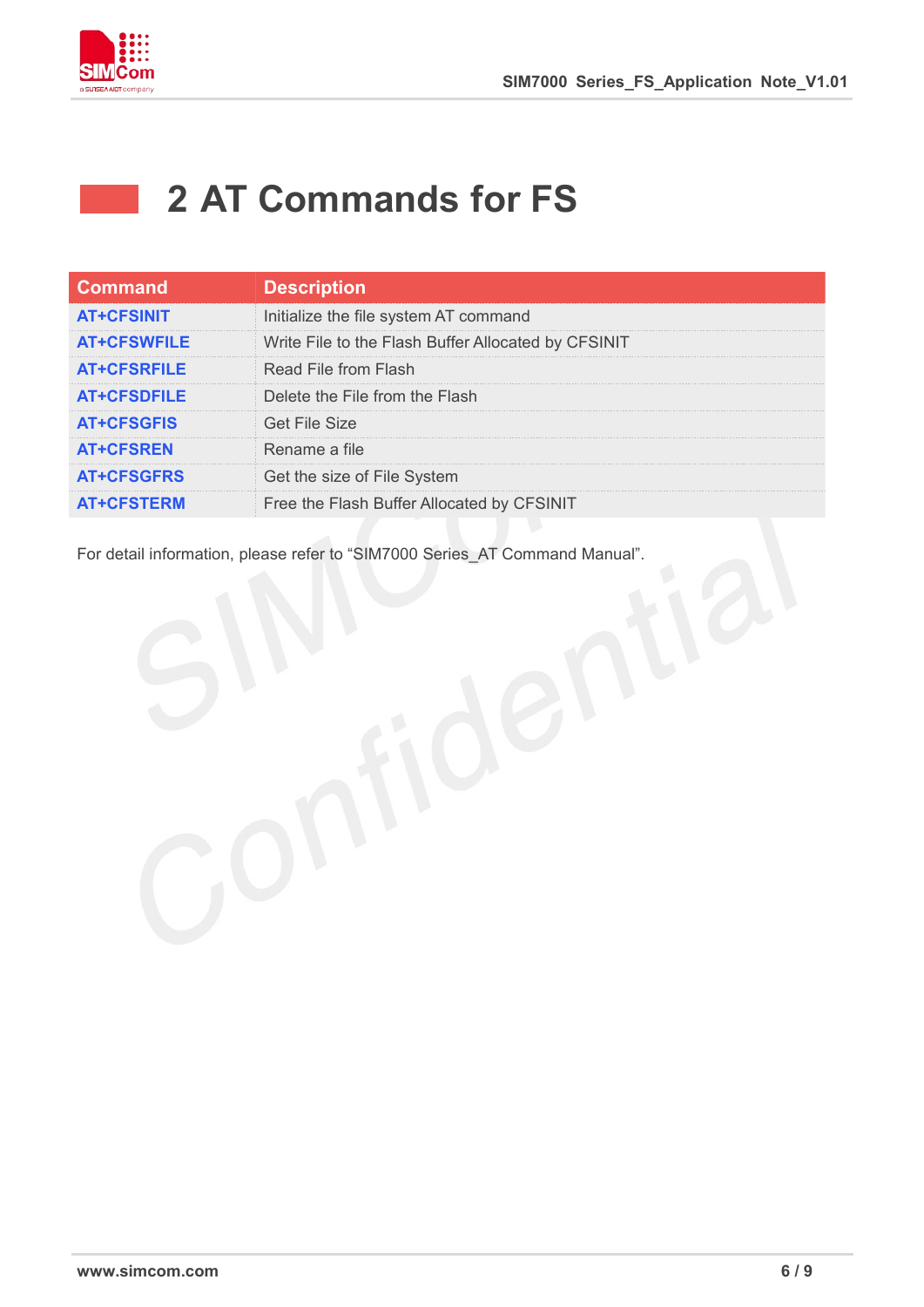# 2 AT Commands for FS

| Command | Description |
|---|---|
| AT+CFSINIT | Initialize the file system AT command |
| AT+CFSWFILE | Write File to the Flash Buffer Allocated by CFSINIT |
| AT+CFSRFILE | Read File from Flash |
| AT+CFSDFILE | Delete the File from the Flash |
| AT+CFSGFIS | Get File Size |
| AT+CFSREN | Rename a file |
| AT+CFSGFRS | Get the size of File System |
| AT+CFSTERM | Free the Flash Buffer Allocated by CFSINIT |

For detail information, please refer to “SIM7000 Series_AT Command Manual”.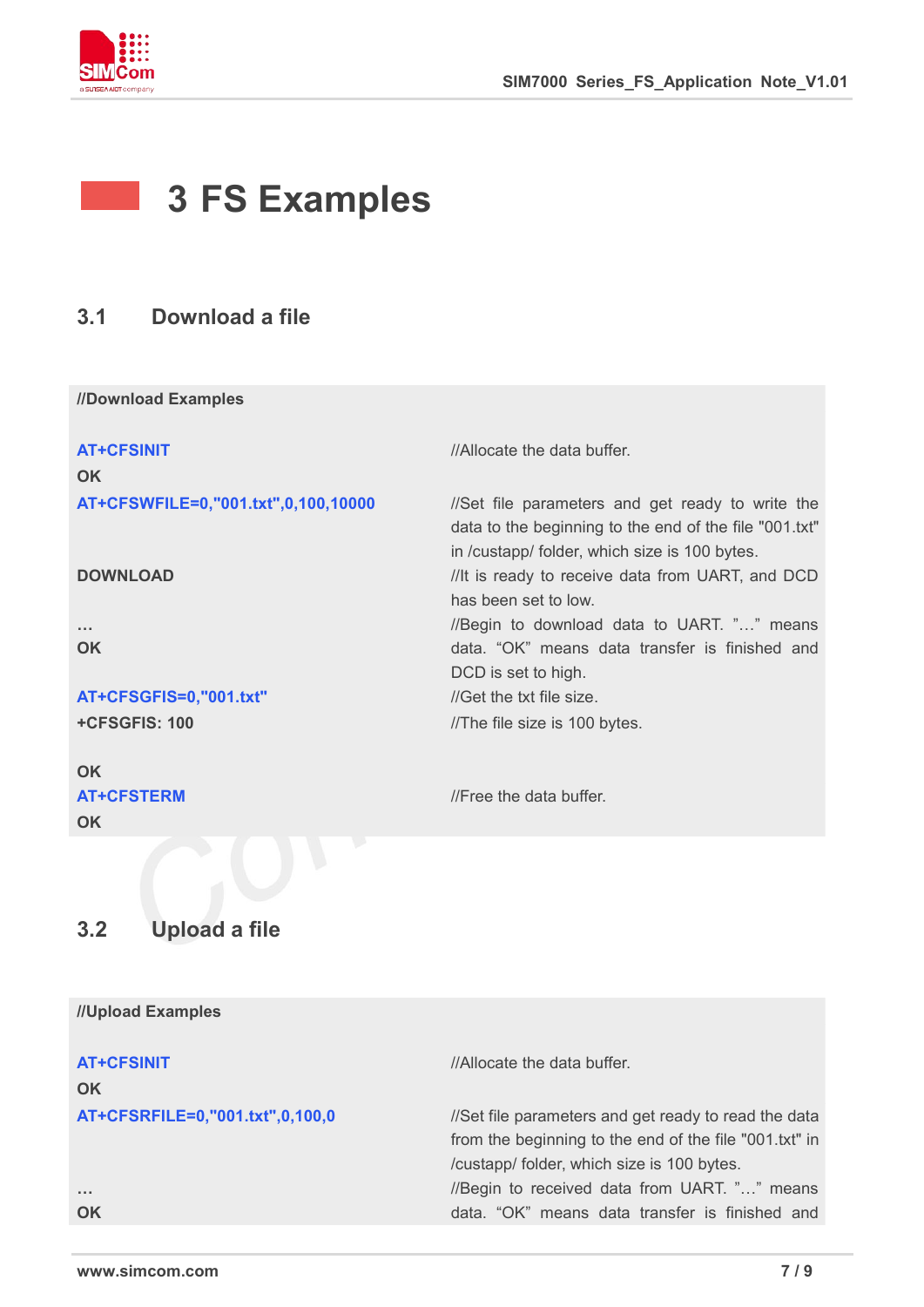# 3 FS Examples

## 3.1 Download a file

| //Download Examples | |
|---|---|
| AT+CFSINIT | //Allocate the data buffer. |
| OK | |
| AT+CFSWFILE=0,"001.txt",0,100,10000 | //Set file parameters and get ready to write the data to the beginning to the end of the file "001.txt" in /custapp/ folder, which size is 100 bytes. |
| DOWNLOAD | //It is ready to receive data from UART, and DCD has been set to low. |
| … | //Begin to download data to UART. "…" means data. "OK" means data transfer is finished and DCD is set to high. |
| OK | |
| AT+CFSGFIS=0,"001.txt" | //Get the txt file size. |
| +CFSGFIS: 100 | //The file size is 100 bytes. |
| OK | |
| AT+CFSTERM | //Free the data buffer. |
| OK | |

## 3.2 Upload a file

| //Upload Examples | |
|---|---|
| AT+CFSINIT | //Allocate the data buffer. |
| OK | |
| AT+CFSRFILE=0,"001.txt",0,100,0 | //Set file parameters and get ready to read the data from the beginning to the end of the file "001.txt" in /custapp/ folder, which size is 100 bytes. |
| … | //Begin to received data from UART. "…" means data. "OK" means data transfer is finished and |
| OK | |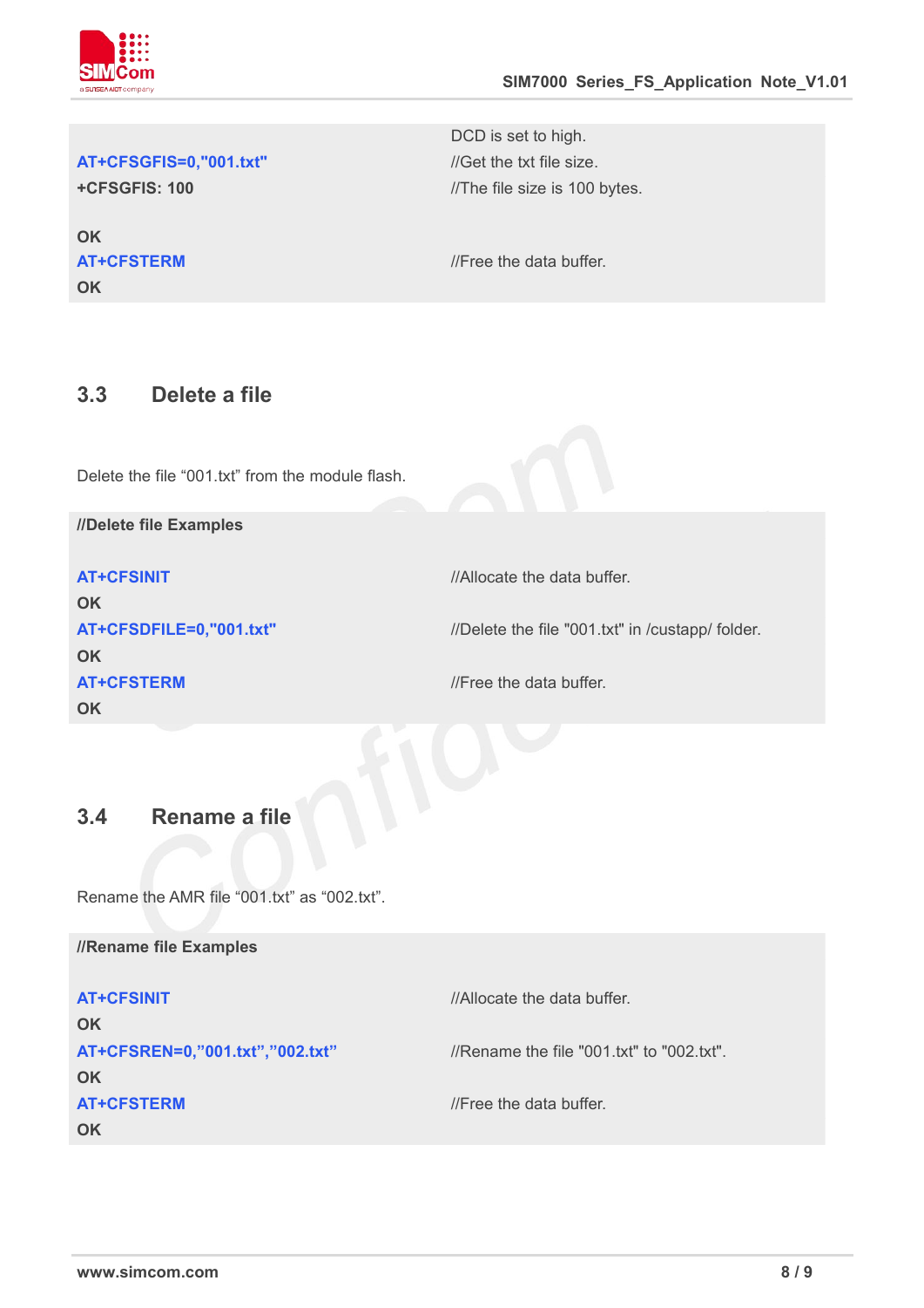```
                                        DCD is set to high.
AT+CFSGFIS=0,"001.txt"                  //Get the txt file size.
+CFSGFIS: 100                           //The file size is 100 bytes.

OK
AT+CFSTERM                              //Free the data buffer.
OK
```

## 3.3 Delete a file

Delete the file “001.txt” from the module flash.

```
//Delete file Examples

AT+CFSINIT                              //Allocate the data buffer.
OK
AT+CFSDFILE=0,"001.txt"                 //Delete the file "001.txt" in /custapp/ folder.
OK
AT+CFSTERM                              //Free the data buffer.
OK
```

## 3.4 Rename a file

Rename the AMR file “001.txt” as “002.txt”.

```
//Rename file Examples

AT+CFSINIT                              //Allocate the data buffer.
OK
AT+CFSREN=0,”001.txt”,”002.txt”         //Rename the file "001.txt" to "002.txt".
OK
AT+CFSTERM                              //Free the data buffer.
OK
```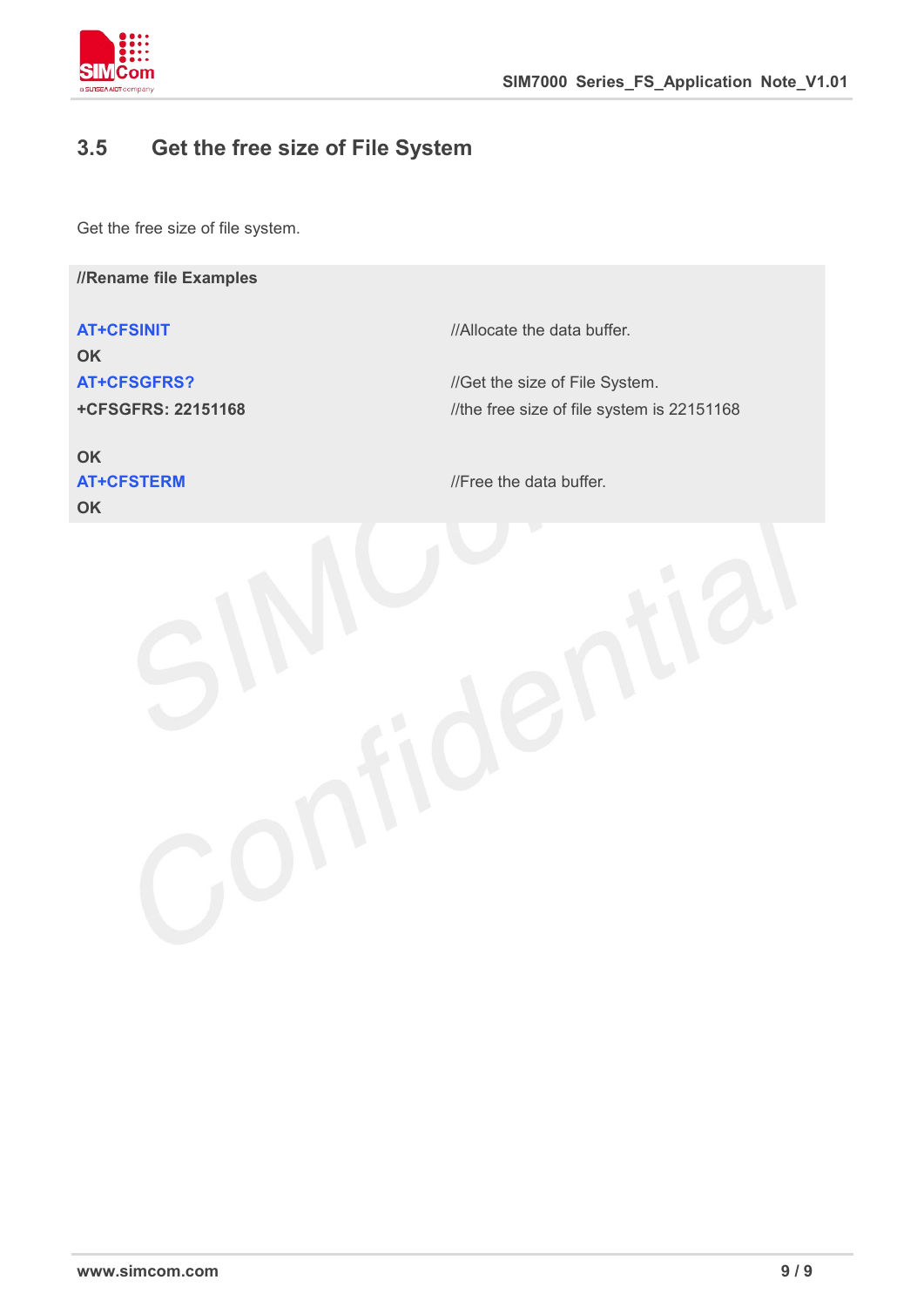## 3.5 Get the free size of File System

Get the free size of file system.

**//Rename file Examples**

| | |
|---|---|
| **AT+CFSINIT** | //Allocate the data buffer. |
| **OK** | |
| **AT+CFSGFRS?** | //Get the size of File System. |
| **+CFSGFRS: 22151168** | //the free size of file system is 22151168 |
| | |
| **OK** | |
| **AT+CFSTERM** | //Free the data buffer. |
| **OK** | |